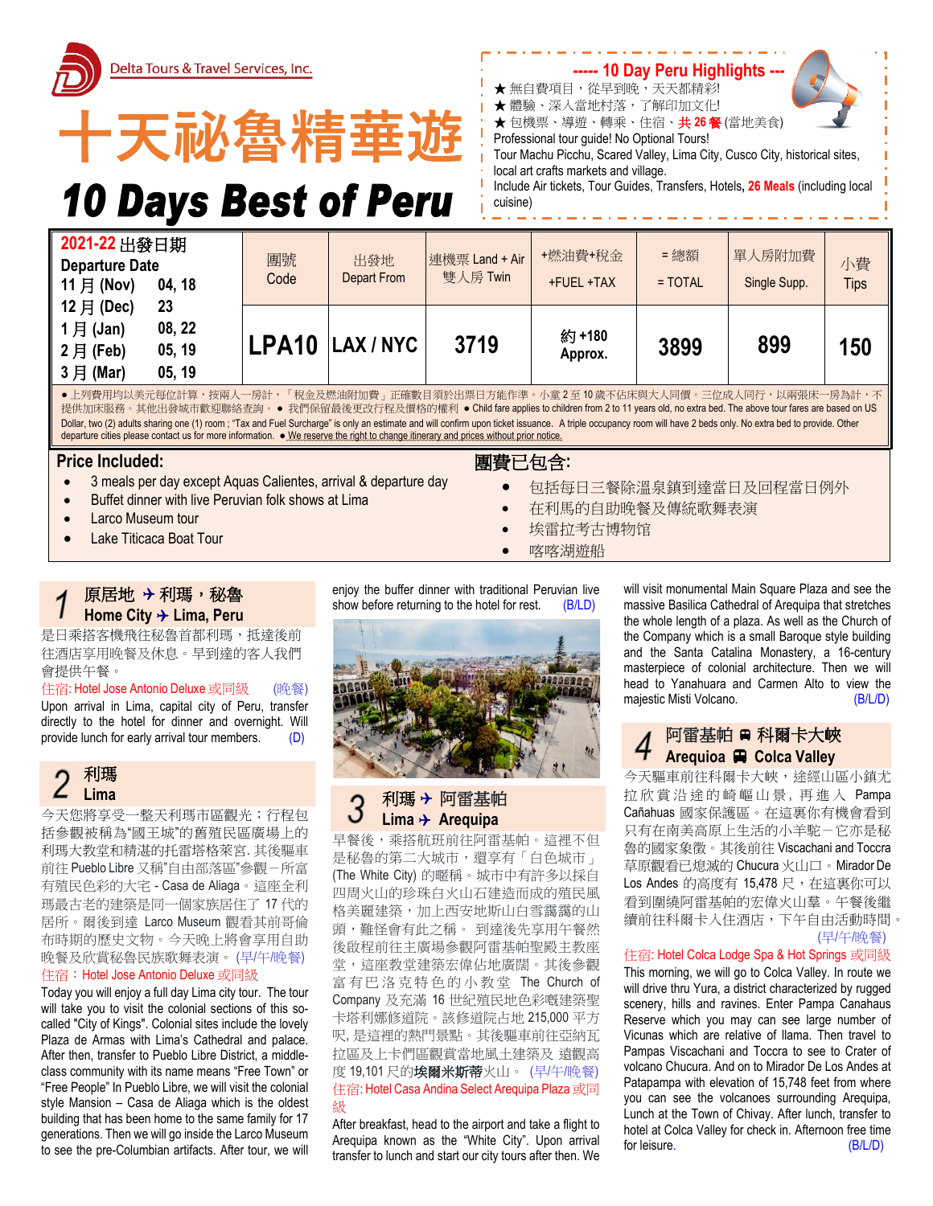Delta Tours & Travel Services, Inc.

# 十天祕魯精華遊

# 10 Days Best of Peru

**----- 10 Day Peru Highlights ---**

★ 無自費項目，從早到晚，天天都精彩!
★ 體驗、深入當地村落，了解印加文化!
★ 包機票、導遊、轉乘、住宿、**共 26 餐** (當地美食)

Professional tour guide! No Optional Tours!
Tour Machu Picchu, Scared Valley, Lima City, Cusco City, historical sites, local art crafts markets and village.
Include Air tickets, Tour Guides, Transfers, Hotels, **26 Meals** (including local cuisine)

| 2021-22 出發日期 Departure Date | 團號 Code | 出發地 Depart From | 連機票 Land + Air 雙人房 Twin | +燃油費+稅金 +FUEL +TAX | = 總額 = TOTAL | 單人房附加費 Single Supp. | 小費 Tips |
|---|---|---|---|---|---|---|---|
| 11 月 (Nov) 04, 18<br>12 月 (Dec) 23<br>1 月 (Jan) 08, 22<br>2 月 (Feb) 05, 19<br>3 月 (Mar) 05, 19 | LPA10 | LAX / NYC | 3719 | 約 +180 Approx. | 3899 | 899 | 150 |

● 上列費用均以美元每位計算，按兩人一房計，「稅金及燃油附加費」正確數目須於出票日方能作準。小童 2 至 10 歲不佔床與大人同價。三位成人同行，以兩張床一房為計，不提供加床服務。其他出發城市歡迎聯絡查詢。 ● 我們保留最後更改行程及價格的權利 ● Child fare applies to children from 2 to 11 years old, no extra bed. The above tour fares are based on US Dollar, two (2) adults sharing one (1) room ; "Tax and Fuel Surcharge" is only an estimate and will confirm upon ticket issuance. A triple occupancy room will have 2 beds only. No extra bed to provide. Other departure cities please contact us for more information. ● We reserve the right to change itinerary and prices without prior notice.

**Price Included:**

- 3 meals per day except Aquas Calientes, arrival & departure day
- Buffet dinner with live Peruvian folk shows at Lima
- Larco Museum tour
- Lake Titicaca Boat Tour

**團費已包含:**

- 包括每日三餐除溫泉鎮到達當日及回程當日例外
- 在利馬的自助晚餐及傳統歌舞表演
- 埃雷拉考古博物館
- 喀喀湖遊船

## 1 原居地 ✈ 利瑪，秘魯 / Home City ✈ Lima, Peru

是日乘搭客機飛往秘魯首都利瑪，抵達後前往酒店享用晚餐及休息。早到達的客人我們會提供午餐。

住宿: Hotel Jose Antonio Deluxe 或同級 (晚餐)

Upon arrival in Lima, capital city of Peru, transfer directly to the hotel for dinner and overnight. Will provide lunch for early arrival tour members. (D)

## 2 利瑪 / Lima

今天您將享受一整天利瑪市區觀光；行程包括參觀被稱為"國王城"的舊殖民區廣場上的利瑪大教堂和精湛的托雷塔格萊宮. 其後驅車前往 Pueblo Libre 又稱"自由部落區"參觀－所富有殖民色彩的大宅 - Casa de Aliaga。這座全利瑪最古老的建築是同一個家族居住了 17 代的居所。爾後到達 Larco Museum 觀看其前哥倫布時期的歷史文物。今天晚上將會享用自助晚餐及欣賞秘魯民族歌舞表演。 (早/午/晚餐)

住宿：Hotel Jose Antonio Deluxe 或同級

Today you will enjoy a full day Lima city tour. The tour will take you to visit the colonial sections of this so-called "City of Kings". Colonial sites include the lovely Plaza de Armas with Lima's Cathedral and palace. After then, transfer to Pueblo Libre District, a middle-class community with its name means "Free Town" or "Free People" In Pueblo Libre, we will visit the colonial style Mansion – Casa de Aliaga which is the oldest building that has been home to the same family for 17 generations. Then we will go inside the Larco Museum to see the pre-Columbian artifacts. After tour, we will enjoy the buffer dinner with traditional Peruvian live show before returning to the hotel for rest. (B/LD)

## 3 利瑪 ✈ 阿雷基帕 / Lima ✈ Arequipa

早餐後，乘搭航班前往阿雷基帕。這裡不但是秘魯的第二大城市，還享有「白色城市」(The White City) 的暱稱。城市中有許多以採自四周火山的珍珠白火山石建造而成的殖民風格美麗建築，加上西安地斯山白雪靄靄的山頭，難怪會有此之稱。 到達後先享用午餐然後啟程前往主廣場參觀阿雷基帕聖殿主教座堂，這座教堂建築宏偉佔地廣闊。其後參觀富有巴洛克特色的小教堂 The Church of Company 及充滿 16 世紀殖民地色彩嘅建築聖卡塔利娜修道院。該修道院占地 215,000 平方呎, 是這裡的熱門景點。其後驅車前往亞納瓦拉區及上卡們區觀賞當地風土建築及 遠觀高度 19,101 尺的**埃爾米斯蒂**火山。 (早/午/晚餐)

住宿: Hotel Casa Andina Select Arequipa Plaza 或同級

After breakfast, head to the airport and take a flight to Arequipa known as the "White City". Upon arrival transfer to lunch and start our city tours after then. We will visit monumental Main Square Plaza and see the massive Basilica Cathedral of Arequipa that stretches the whole length of a plaza. As well as the Church of the Company which is a small Baroque style building and the Santa Catalina Monastery, a 16-century masterpiece of colonial architecture. Then we will head to Yanahuara and Carmen Alto to view the majestic Misti Volcano. (B/L/D)

## 4 阿雷基帕 🚍 科爾卡大峽 / Arequioa 🚍 Colca Valley

今天驅車前往科爾卡大峽，途經山區小鎮尤拉欣賞沿途的崎嶇山景，再進入 Pampa Cañahuas 國家保護區。在這裏你有機會看到只有在南美高原上生活的小羊駝－它亦是秘魯的國家象徵。其後前往 Viscachani and Toccra 草原觀看已熄滅的 Chucura 火山口。Mirador De Los Andes 的高度有 15,478 尺，在這裏你可以看到圍繞阿雷基帕的宏偉火山羣。午餐後繼續前往科爾卡入住酒店，下午自由活動時間。 (早/午/晚餐)

住宿: Hotel Colca Lodge Spa & Hot Springs 或同級

This morning, we will go to Colca Valley. In route we will drive thru Yura, a district characterized by rugged scenery, hills and ravines. Enter Pampa Canahaus Reserve which you may can see large number of Vicunas which are relative of llama. Then travel to Pampas Viscachani and Toccra to see to Crater of volcano Chucura. And on to Mirador De Los Andes at Patapampa with elevation of 15,748 feet from where you can see the volcanoes surrounding Arequipa, Lunch at the Town of Chivay. After lunch, transfer to hotel at Colca Valley for check in. Afternoon free time for leisure. (B/L/D)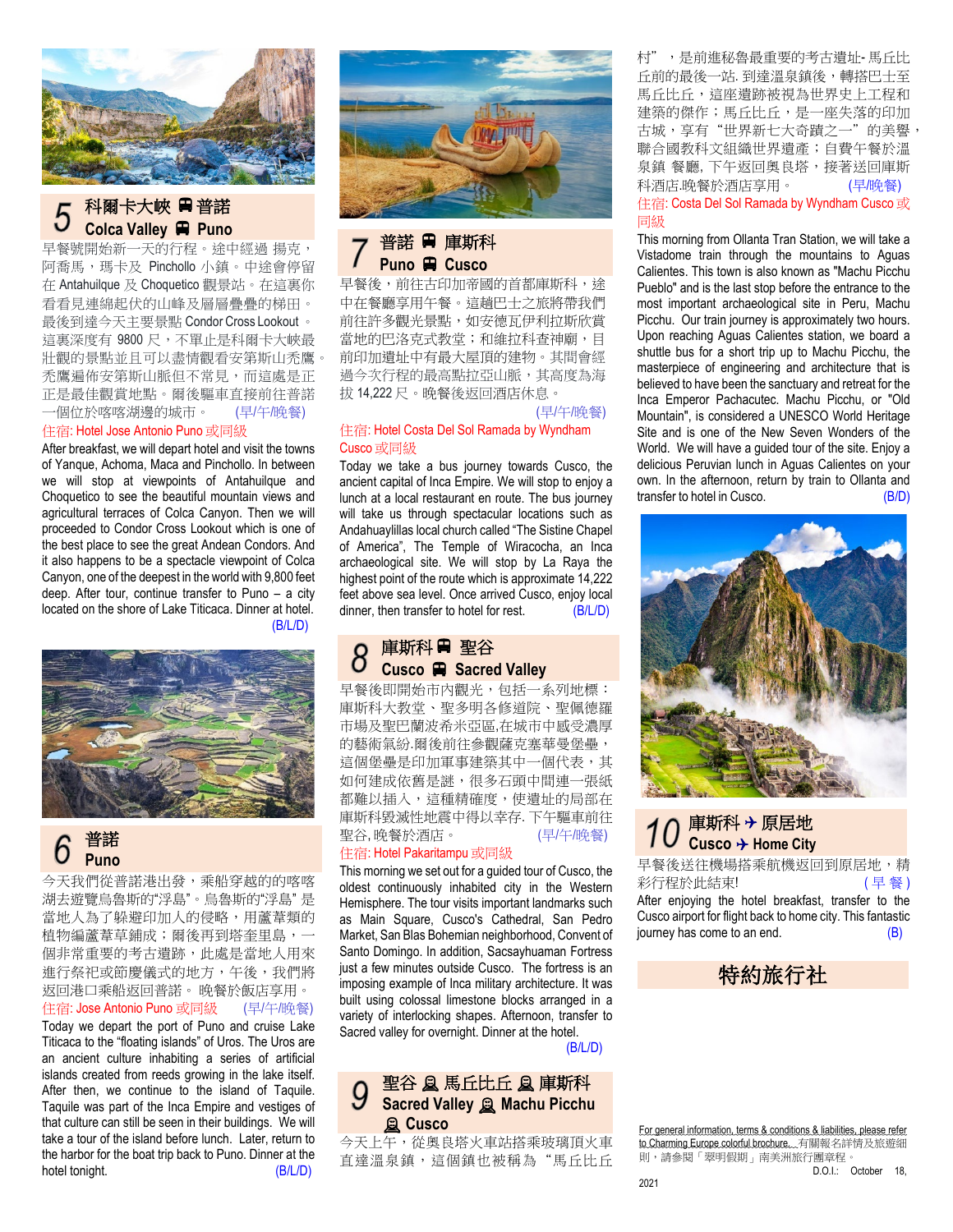## 5 科爾卡大峽 🚌 普諾
## Colca Valley 🚌 Puno

早餐號開始新一天的行程。途中經過 揚克，阿喬馬，瑪卡及 Pinchollo 小鎮。中途會停留在 Antahuilque 及 Choquetico 觀景站。在這裏你看看見連綿起伏的山峰及層層疊疊的梯田。最後到達今天主要景點 Condor Cross Lookout 。這裏深度有 9800 尺，不單止是科爾卡大峽最壯觀的景點並且可以盡情觀看安第斯山禿鷹。禿鷹遍佈安第斯山脈但不常見，而這處是正是最佳觀賞地點。爾後驅車直接前往普諾一個位於喀喀湖邊的城市。 (早/午/晚餐)

住宿: Hotel Jose Antonio Puno 或同級

After breakfast, we will depart hotel and visit the towns of Yanque, Achoma, Maca and Pinchollo. In between we will stop at viewpoints of Antahuilque and Choquetico to see the beautiful mountain views and agricultural terraces of Colca Canyon. Then we will proceeded to Condor Cross Lookout which is one of the best place to see the great Andean Condors. And it also happens to be a spectacle viewpoint of Colca Canyon, one of the deepest in the world with 9,800 feet deep. After tour, continue transfer to Puno – a city located on the shore of Lake Titicaca. Dinner at hotel. (B/L/D)

## 6 普諾
## Puno

今天我們從普諾港出發，乘船穿越的的喀喀湖去遊覽烏魯斯的"浮島"。烏魯斯的"浮島" 是當地人為了躲避印加人的侵略，用蘆葦類的植物編蘆葦草鋪成；爾後再到塔奎里島，一個非常重要的考古遺跡，此處是當地人用來進行祭祀或節慶儀式的地方，午後，我們將返回港口乘船返回普諾。 晚餐於飯店享用。

住宿: Jose Antonio Puno 或同級 (早/午/晚餐)

Today we depart the port of Puno and cruise Lake Titicaca to the "floating islands" of Uros. The Uros are an ancient culture inhabiting a series of artificial islands created from reeds growing in the lake itself. After then, we continue to the island of Taquile. Taquile was part of the Inca Empire and vestiges of that culture can still be seen in their buildings. We will take a tour of the island before lunch. Later, return to the harbor for the boat trip back to Puno. Dinner at the hotel tonight. (B/L/D)

## 7 普諾 🚌 庫斯科
## Puno 🚌 Cusco

早餐後，前往古印加帝國的首都庫斯科，途中在餐廳享用午餐。這趟巴士之旅將帶我們前往許多觀光景點，如安德瓦伊利拉斯欣賞當地的巴洛克式教堂；和維拉科查神廟，目前印加遺址中有最大屋頂的建物。其間會經過今次行程的最高點拉亞山脈，其高度為海拔 14,222 尺。晚餐後返回酒店休息。 (早/午/晚餐)

住宿: Hotel Costa Del Sol Ramada by Wyndham Cusco 或同級

Today we take a bus journey towards Cusco, the ancient capital of Inca Empire. We will stop to enjoy a lunch at a local restaurant en route. The bus journey will take us through spectacular locations such as Andahuaylillas local church called "The Sistine Chapel of America", The Temple of Wiracocha, an Inca archaeological site. We will stop by La Raya the highest point of the route which is approximate 14,222 feet above sea level. Once arrived Cusco, enjoy local dinner, then transfer to hotel for rest. (B/L/D)

## 8 庫斯科 🚌 聖谷
## Cusco 🚌 Sacred Valley

早餐後即開始市內觀光，包括一系列地標：庫斯科大教堂、聖多明各修道院、聖佩德羅市場及聖巴蘭波希米亞區,在城市中感受濃厚的藝術氣紛.爾後前往參觀薩克塞華曼堡壘，這個堡壘是印加軍事建築其中一個代表，其如何建成依舊是謎，很多石頭中間連一張紙都難以插入，這種精確度，使遺址的局部在庫斯科毀滅性地震中得以幸存. 下午驅車前往聖谷, 晚餐於酒店。 (早/午/晚餐)

住宿: Hotel Pakaritampu 或同級

This morning we set out for a guided tour of Cusco, the oldest continuously inhabited city in the Western Hemisphere. The tour visits important landmarks such as Main Square, Cusco's Cathedral, San Pedro Market, San Blas Bohemian neighborhood, Convent of Santo Domingo. In addition, Sacsayhuaman Fortress just a few minutes outside Cusco. The fortress is an imposing example of Inca military architecture. It was built using colossal limestone blocks arranged in a variety of interlocking shapes. Afternoon, transfer to Sacred valley for overnight. Dinner at the hotel. (B/L/D)

## 9 聖谷 🚆 馬丘比丘 🚆 庫斯科
## Sacred Valley 🚆 Machu Picchu 🚆 Cusco

今天上午，從奧良塔火車站搭乘玻璃頂火車直達溫泉鎮，這個鎮也被稱為 "馬丘比丘村" ，是前進秘魯最重要的考古遺址- 馬丘比丘前的最後一站. 到達溫泉鎮後，轉搭巴士至馬丘比丘，這座遺跡被視為世界史上工程和建築的傑作；馬丘比丘，是一座失落的印加古城，享有 "世界新七大奇蹟之一" 的美譽，聯合國教科文組織世界遺產；自費午餐於溫泉鎮 餐廳, 下午返回奧良塔，接著送回庫斯科酒店.晚餐於酒店享用。 (早/晚餐)

住宿: Costa Del Sol Ramada by Wyndham Cusco 或同級

This morning from Ollanta Tran Station, we will take a Vistadome train through the mountains to Aguas Calientes. This town is also known as "Machu Picchu Pueblo" and is the last stop before the entrance to the most important archaeological site in Peru, Machu Picchu. Our train journey is approximately two hours. Upon reaching Aguas Calientes station, we board a shuttle bus for a short trip up to Machu Picchu, the masterpiece of engineering and architecture that is believed to have been the sanctuary and retreat for the Inca Emperor Pachacutec. Machu Picchu, or "Old Mountain", is considered a UNESCO World Heritage Site and is one of the New Seven Wonders of the World. We will have a guided tour of the site. Enjoy a delicious Peruvian lunch in Aguas Calientes on your own. In the afternoon, return by train to Ollanta and transfer to hotel in Cusco. (B/D)

## 10 庫斯科 ✈ 原居地
## Cusco ✈ Home City

早餐後送往機場搭乘航機返回到原居地，精彩行程於此結束! ( 早 餐 )

After enjoying the hotel breakfast, transfer to the Cusco airport for flight back to home city. This fantastic journey has come to an end. (B)

# 特約旅行社

For general information, terms & conditions & liabilities, please refer to Charming Europe colorful brochure. 有關報名詳情及旅遊細則，請參閱「翠明假期」南美洲旅行團章程。

D.O.I.: October 18, 2021